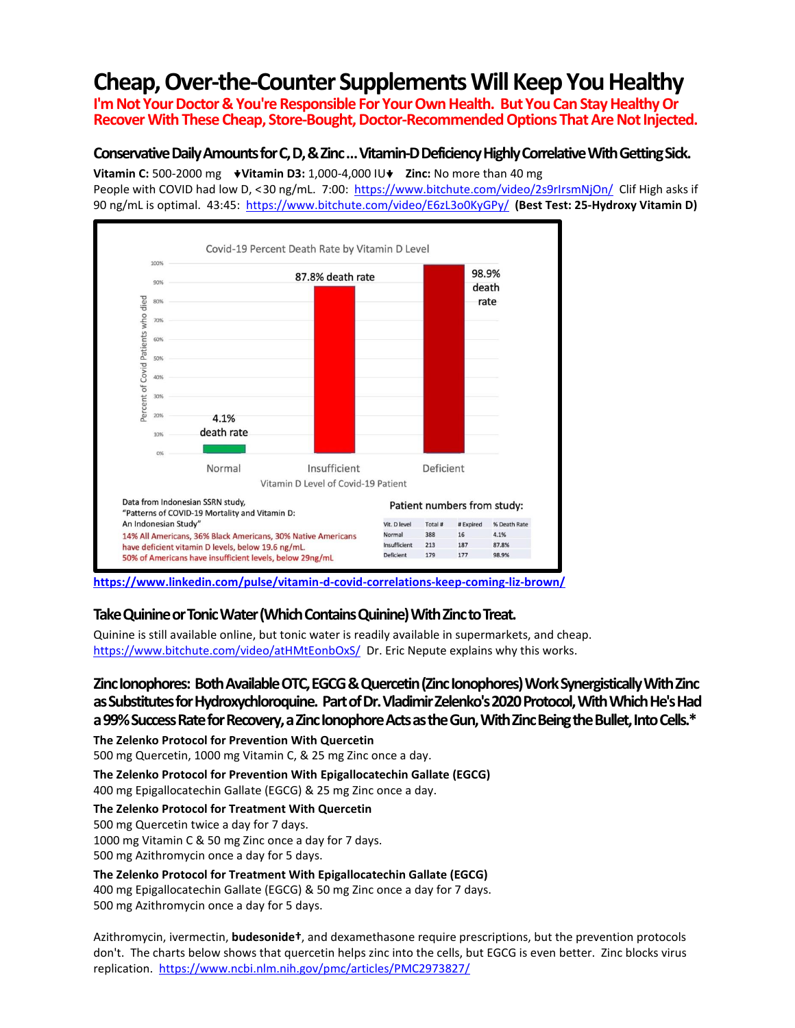# Cheap, Over-the-Counter Supplements Will Keep You Healthy

**I'm Not Your Doctor & You're Responsible For Your Own Health. But You Can Stay Healthy Or Recover With These Cheap, Store-Bought, Doctor-Recommended Options That Are Not Injected.**

## Conservative Daily Amounts for C, D, & Zinc ... Vitamin-D Deficiency Highly Correlative With Getting Sick.

**Vitamin C:** 500-2000 mg ♦**Vitamin D3:** 1,000-4,000 IU♦ **Zinc:** No more than 40 mg

People with COVID had low D, <30 ng/mL. 7:00: https://www.bitchute.com/video/2s9rIrsmNjOn/ Clif High asks if 90 ng/mL is optimal. 43:45: https://www.bitchute.com/video/E6zL3o0KyGPy/ **(Best Test: 25-Hydroxy Vitamin D)**

Covid-19 Percent Death Rate by Vitamin D Level

(Bar chart: Percent of Covid Patients who died vs. Vitamin D Level of Covid-19 Patient — Normal: 4.1% death rate; Insufficient: 87.8% death rate; Deficient: 98.9% death rate)

Data from Indonesian SSRN study, "Patterns of COVID-19 Mortality and Vitamin D: An Indonesian Study"

14% All Americans, 36% Black Americans, 30% Native Americans have deficient vitamin D levels, below 19.6 ng/mL.
50% of Americans have insufficient levels, below 29ng/mL

Patient numbers from study:

| Vit. D level | Total # | # Expired | % Death Rate |
|---|---|---|---|
| Normal | 388 | 16 | 4.1% |
| Insufficient | 213 | 187 | 87.8% |
| Deficient | 179 | 177 | 98.9% |

**https://www.linkedin.com/pulse/vitamin-d-covid-correlations-keep-coming-liz-brown/**

## Take Quinine or Tonic Water (Which Contains Quinine) With Zinc to Treat.

Quinine is still available online, but tonic water is readily available in supermarkets, and cheap. https://www.bitchute.com/video/atHMtEonbOxS/ Dr. Eric Nepute explains why this works.

## Zinc Ionophores: Both Available OTC, EGCG & Quercetin (Zinc Ionophores) Work Synergistically With Zinc as Substitutes for Hydroxychloroquine. Part of Dr. Vladimir Zelenko's 2020 Protocol, With Which He's Had a 99% Success Rate for Recovery, a Zinc Ionophore Acts as the Gun, With Zinc Being the Bullet, Into Cells.*

**The Zelenko Protocol for Prevention With Quercetin**
500 mg Quercetin, 1000 mg Vitamin C, & 25 mg Zinc once a day.

**The Zelenko Protocol for Prevention With Epigallocatechin Gallate (EGCG)**
400 mg Epigallocatechin Gallate (EGCG) & 25 mg Zinc once a day.

**The Zelenko Protocol for Treatment With Quercetin**
500 mg Quercetin twice a day for 7 days.
1000 mg Vitamin C & 50 mg Zinc once a day for 7 days.
500 mg Azithromycin once a day for 5 days.

**The Zelenko Protocol for Treatment With Epigallocatechin Gallate (EGCG)**
400 mg Epigallocatechin Gallate (EGCG) & 50 mg Zinc once a day for 7 days.
500 mg Azithromycin once a day for 5 days.

Azithromycin, ivermectin, **budesonide†**, and dexamethasone require prescriptions, but the prevention protocols don't. The charts below shows that quercetin helps zinc into the cells, but EGCG is even better. Zinc blocks virus replication. https://www.ncbi.nlm.nih.gov/pmc/articles/PMC2973827/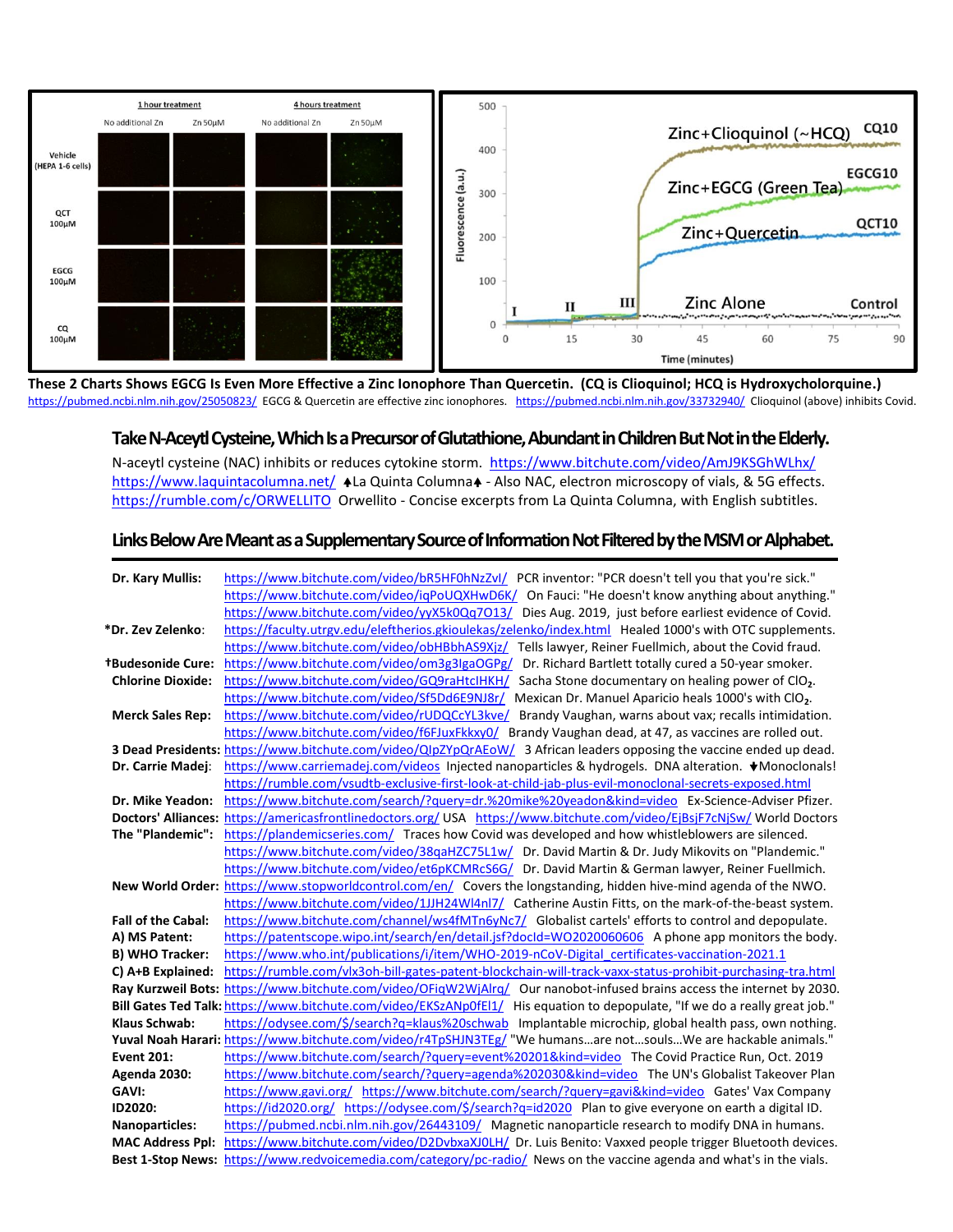1 hour treatment
4 hours treatment
No additional Zn
Zn 50μM
No additional Zn
Zn 50μM
Vehicle (HEPA 1-6 cells)
QCT 100μM
EGCG 100μM
CQ 100μM

500
400
300
200
100
0
Fluorescence (a.u.)
0
15
30
45
60
75
90
Time (minutes)
I
II
III
Zinc+Clioquinol (~HCQ)
CQ10
Zinc+EGCG (Green Tea)
EGCG10
Zinc+Quercetin
QCT10
Zinc Alone
Control

**These 2 Charts Shows EGCG Is Even More Effective a Zinc Ionophore Than Quercetin. (CQ is Clioquinol; HCQ is Hydroxycholorquine.)**
https://pubmed.ncbi.nlm.nih.gov/25050823/ EGCG & Quercetin are effective zinc ionophores. https://pubmed.ncbi.nlm.nih.gov/33732940/ Clioquinol (above) inhibits Covid.

## Take N-Acetyl Cysteine, Which Is a Precursor of Glutathione, Abundant in Children But Not in the Elderly.

N-aceytl cysteine (NAC) inhibits or reduces cytokine storm. https://www.bitchute.com/video/AmJ9KSGhWLhx/
https://www.laquintacolumna.net/ ♠La Quinta Columna♠ - Also NAC, electron microscopy of vials, & 5G effects.
https://rumble.com/c/ORWELLITO Orwellito - Concise excerpts from La Quinta Columna, with English subtitles.

## Links Below Are Meant as a Supplementary Source of Information Not Filtered by the MSM or Alphabet.

| | |
|---|---|
| **Dr. Kary Mullis:** | https://www.bitchute.com/video/bR5HF0hNzZvl/ PCR inventor: "PCR doesn't tell you that you're sick." |
| | https://www.bitchute.com/video/iqPoUQXHwD6K/ On Fauci: "He doesn't know anything about anything." |
| | https://www.bitchute.com/video/yyX5k0Qq7O13/ Dies Aug. 2019, just before earliest evidence of Covid. |
| ***Dr. Zev Zelenko**: | https://faculty.utrgv.edu/eleftherios.gkioulekas/zelenko/index.html Healed 1000's with OTC supplements. |
| | https://www.bitchute.com/video/obHBbhAS9Xjz/ Tells lawyer, Reiner Fuellmich, about the Covid fraud. |
| **†Budesonide Cure:** | https://www.bitchute.com/video/om3g3lgaOGPg/ Dr. Richard Bartlett totally cured a 50-year smoker. |
| **Chlorine Dioxide:** | https://www.bitchute.com/video/GQ9raHtcIHKH/ Sacha Stone documentary on healing power of $ClO_2$. |
| | https://www.bitchute.com/video/Sf5Dd6E9NJ8r/ Mexican Dr. Manuel Aparicio heals 1000's with $ClO_2$. |
| **Merck Sales Rep:** | https://www.bitchute.com/video/rUDQCcYL3kve/ Brandy Vaughan, warns about vax; recalls intimidation. |
| | https://www.bitchute.com/video/f6FJuxFkkxy0/ Brandy Vaughan dead, at 47, as vaccines are rolled out. |
| **3 Dead Presidents:** | https://www.bitchute.com/video/QIpZYpQrAEoW/ 3 African leaders opposing the vaccine ended up dead. |
| **Dr. Carrie Madej**: | https://www.carriemadej.com/videos Injected nanoparticles & hydrogels. DNA alteration. ♦Monoclonals! |
| | https://rumble.com/vsudtb-exclusive-first-look-at-child-jab-plus-evil-monoclonal-secrets-exposed.html |
| **Dr. Mike Yeadon:** | https://www.bitchute.com/search/?query=dr.%20mike%20yeadon&kind=video Ex-Science-Adviser Pfizer. |
| **Doctors' Alliances:** | https://americasfrontlinedoctors.org/ USA https://www.bitchute.com/video/EjBsjF7cNjSw/ World Doctors |
| **The "Plandemic":** | https://plandemicseries.com/ Traces how Covid was developed and how whistleblowers are silenced. |
| | https://www.bitchute.com/video/38qaHZC75L1w/ Dr. David Martin & Dr. Judy Mikovits on "Plandemic." |
| | https://www.bitchute.com/video/et6pKCMRcS6G/ Dr. David Martin & German lawyer, Reiner Fuellmich. |
| **New World Order:** | https://www.stopworldcontrol.com/en/ Covers the longstanding, hidden hive-mind agenda of the NWO. |
| | https://www.bitchute.com/video/1JJH24Wl4nl7/ Catherine Austin Fitts, on the mark-of-the-beast system. |
| **Fall of the Cabal:** | https://www.bitchute.com/channel/ws4fMTn6yNc7/ Globalist cartels' efforts to control and depopulate. |
| **A) MS Patent:** | https://patentscope.wipo.int/search/en/detail.jsf?docId=WO2020060606 A phone app monitors the body. |
| **B) WHO Tracker:** | https://www.who.int/publications/i/item/WHO-2019-nCoV-Digital_certificates-vaccination-2021.1 |
| **C) A+B Explained:** | https://rumble.com/vlx3oh-bill-gates-patent-blockchain-will-track-vaxx-status-prohibit-purchasing-tra.html |
| **Ray Kurzweil Bots:** | https://www.bitchute.com/video/OFiqW2WjAlrq/ Our nanobot-infused brains access the internet by 2030. |
| **Bill Gates Ted Talk:** | https://www.bitchute.com/video/EKSzANp0fEl1/ His equation to depopulate, "If we do a really great job." |
| **Klaus Schwab:** | https://odysee.com/$/search?q=klaus%20schwab Implantable microchip, global health pass, own nothing. |
| **Yuval Noah Harari:** | https://www.bitchute.com/video/r4TpSHJN3TEg/ "We humans…are not…souls…We are hackable animals." |
| **Event 201:** | https://www.bitchute.com/search/?query=event%20201&kind=video The Covid Practice Run, Oct. 2019 |
| **Agenda 2030:** | https://www.bitchute.com/search/?query=agenda%202030&kind=video The UN's Globalist Takeover Plan |
| **GAVI:** | https://www.gavi.org/ https://www.bitchute.com/search/?query=gavi&kind=video Gates' Vax Company |
| **ID2020:** | https://id2020.org/ https://odysee.com/$/search?q=id2020 Plan to give everyone on earth a digital ID. |
| **Nanoparticles:** | https://pubmed.ncbi.nlm.nih.gov/26443109/ Magnetic nanoparticle research to modify DNA in humans. |
| **MAC Address Ppl:** | https://www.bitchute.com/video/D2DvbxaXJ0LH/ Dr. Luis Benito: Vaxxed people trigger Bluetooth devices. |
| **Best 1-Stop News:** | https://www.redvoicemedia.com/category/pc-radio/ News on the vaccine agenda and what's in the vials. |